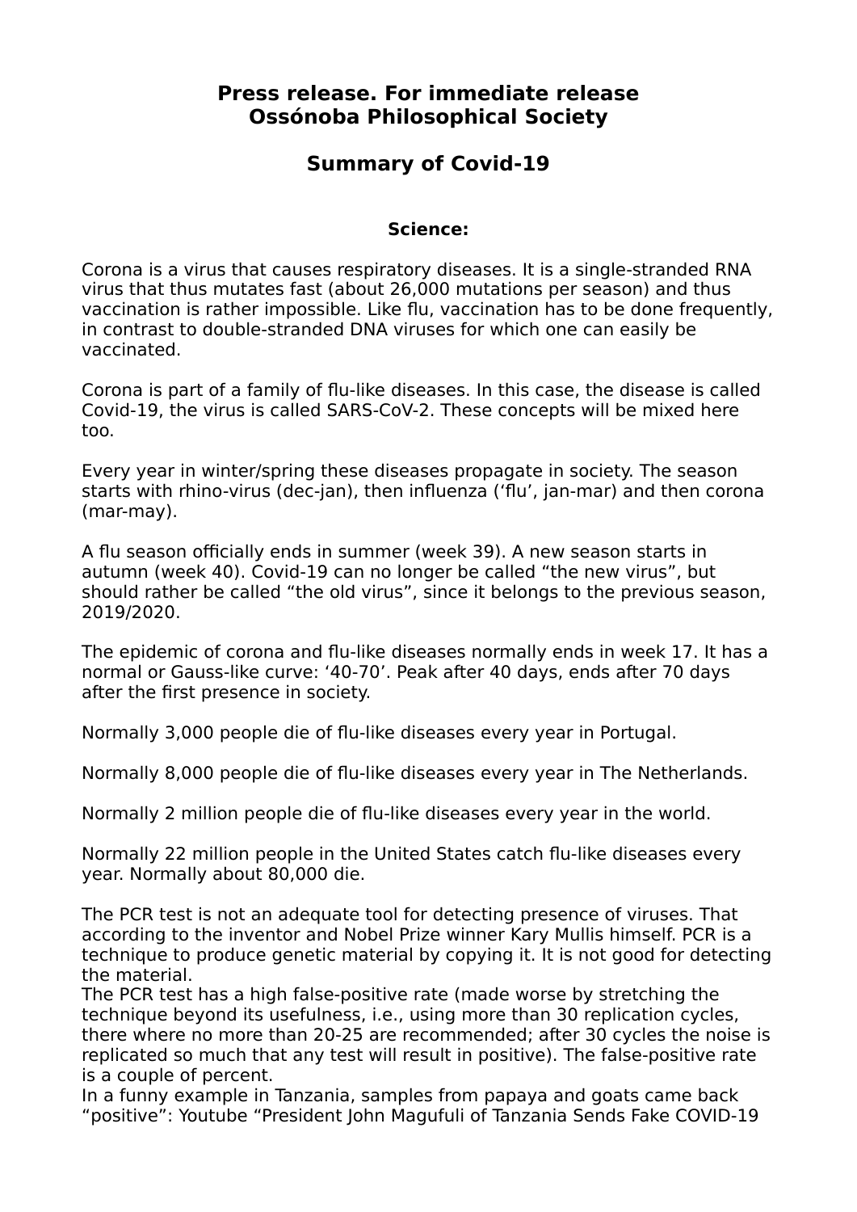**Press release. For immediate release**
**Ossónoba Philosophical Society**

## Summary of Covid-19

### Science:

Corona is a virus that causes respiratory diseases. It is a single-stranded RNA virus that thus mutates fast (about 26,000 mutations per season) and thus vaccination is rather impossible. Like flu, vaccination has to be done frequently, in contrast to double-stranded DNA viruses for which one can easily be vaccinated.

Corona is part of a family of flu-like diseases. In this case, the disease is called Covid-19, the virus is called SARS-CoV-2. These concepts will be mixed here too.

Every year in winter/spring these diseases propagate in society. The season starts with rhino-virus (dec-jan), then influenza ('flu', jan-mar) and then corona (mar-may).

A flu season officially ends in summer (week 39). A new season starts in autumn (week 40). Covid-19 can no longer be called "the new virus", but should rather be called "the old virus", since it belongs to the previous season, 2019/2020.

The epidemic of corona and flu-like diseases normally ends in week 17. It has a normal or Gauss-like curve: '40-70'. Peak after 40 days, ends after 70 days after the first presence in society.

Normally 3,000 people die of flu-like diseases every year in Portugal.

Normally 8,000 people die of flu-like diseases every year in The Netherlands.

Normally 2 million people die of flu-like diseases every year in the world.

Normally 22 million people in the United States catch flu-like diseases every year. Normally about 80,000 die.

The PCR test is not an adequate tool for detecting presence of viruses. That according to the inventor and Nobel Prize winner Kary Mullis himself. PCR is a technique to produce genetic material by copying it. It is not good for detecting the material.
The PCR test has a high false-positive rate (made worse by stretching the technique beyond its usefulness, i.e., using more than 30 replication cycles, there where no more than 20-25 are recommended; after 30 cycles the noise is replicated so much that any test will result in positive). The false-positive rate is a couple of percent.
In a funny example in Tanzania, samples from papaya and goats came back "positive": Youtube "President John Magufuli of Tanzania Sends Fake COVID-19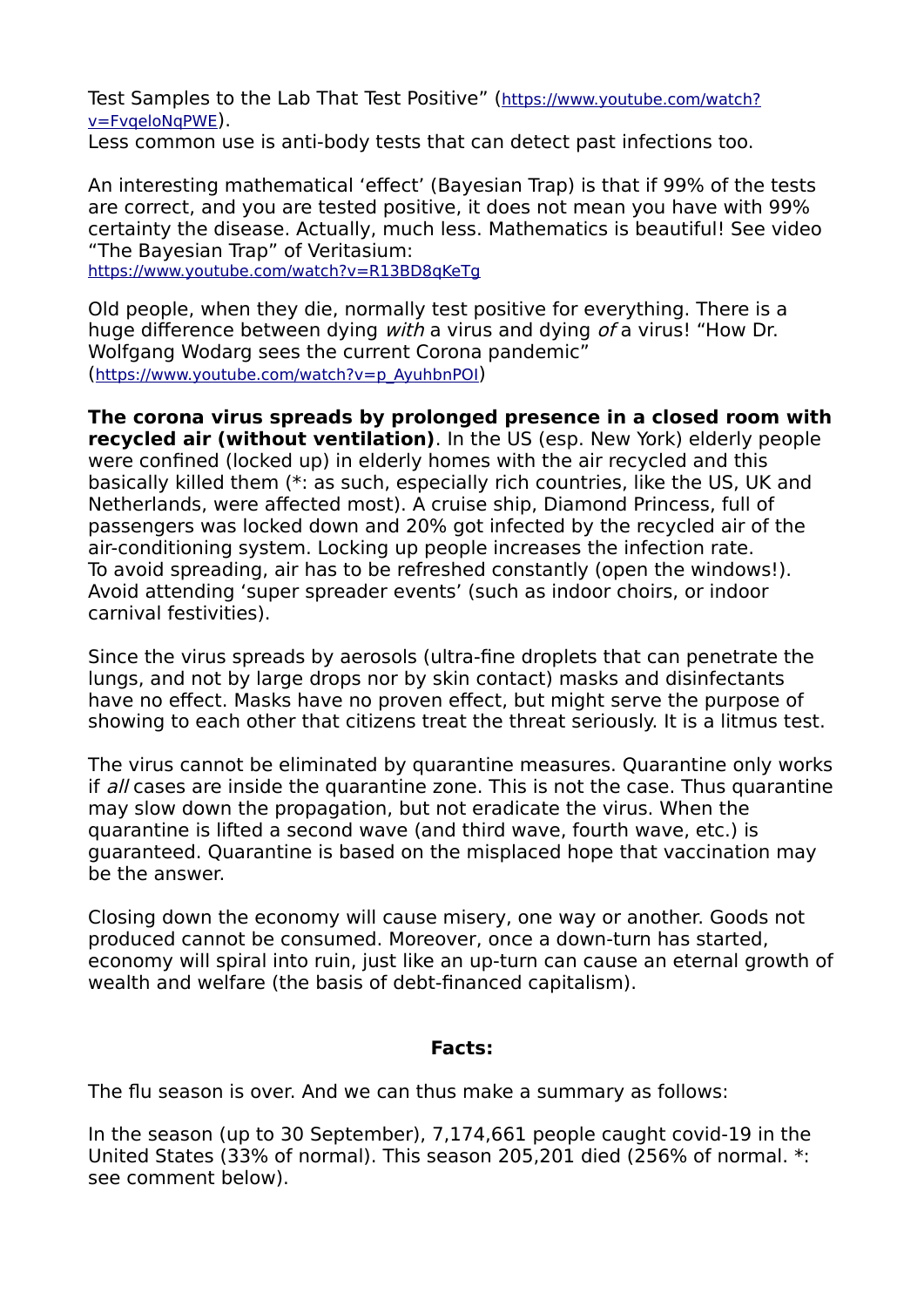Test Samples to the Lab That Test Positive” (https://www.youtube.com/watch?v=FvqeloNqPWE).
Less common use is anti-body tests that can detect past infections too.

An interesting mathematical ‘effect’ (Bayesian Trap) is that if 99% of the tests are correct, and you are tested positive, it does not mean you have with 99% certainty the disease. Actually, much less. Mathematics is beautiful! See video “The Bayesian Trap” of Veritasium:
https://www.youtube.com/watch?v=R13BD8qKeTg

Old people, when they die, normally test positive for everything. There is a huge difference between dying *with* a virus and dying *of* a virus! “How Dr. Wolfgang Wodarg sees the current Corona pandemic” (https://www.youtube.com/watch?v=p_AyuhbnPOI)

**The corona virus spreads by prolonged presence in a closed room with recycled air (without ventilation)**. In the US (esp. New York) elderly people were confined (locked up) in elderly homes with the air recycled and this basically killed them (*: as such, especially rich countries, like the US, UK and Netherlands, were affected most). A cruise ship, Diamond Princess, full of passengers was locked down and 20% got infected by the recycled air of the air-conditioning system. Locking up people increases the infection rate.
To avoid spreading, air has to be refreshed constantly (open the windows!). Avoid attending ‘super spreader events’ (such as indoor choirs, or indoor carnival festivities).

Since the virus spreads by aerosols (ultra-fine droplets that can penetrate the lungs, and not by large drops nor by skin contact) masks and disinfectants have no effect. Masks have no proven effect, but might serve the purpose of showing to each other that citizens treat the threat seriously. It is a litmus test.

The virus cannot be eliminated by quarantine measures. Quarantine only works if *all* cases are inside the quarantine zone. This is not the case. Thus quarantine may slow down the propagation, but not eradicate the virus. When the quarantine is lifted a second wave (and third wave, fourth wave, etc.) is guaranteed. Quarantine is based on the misplaced hope that vaccination may be the answer.

Closing down the economy will cause misery, one way or another. Goods not produced cannot be consumed. Moreover, once a down-turn has started, economy will spiral into ruin, just like an up-turn can cause an eternal growth of wealth and welfare (the basis of debt-financed capitalism).

**Facts:**

The flu season is over. And we can thus make a summary as follows:

In the season (up to 30 September), 7,174,661 people caught covid-19 in the United States (33% of normal). This season 205,201 died (256% of normal. *: see comment below).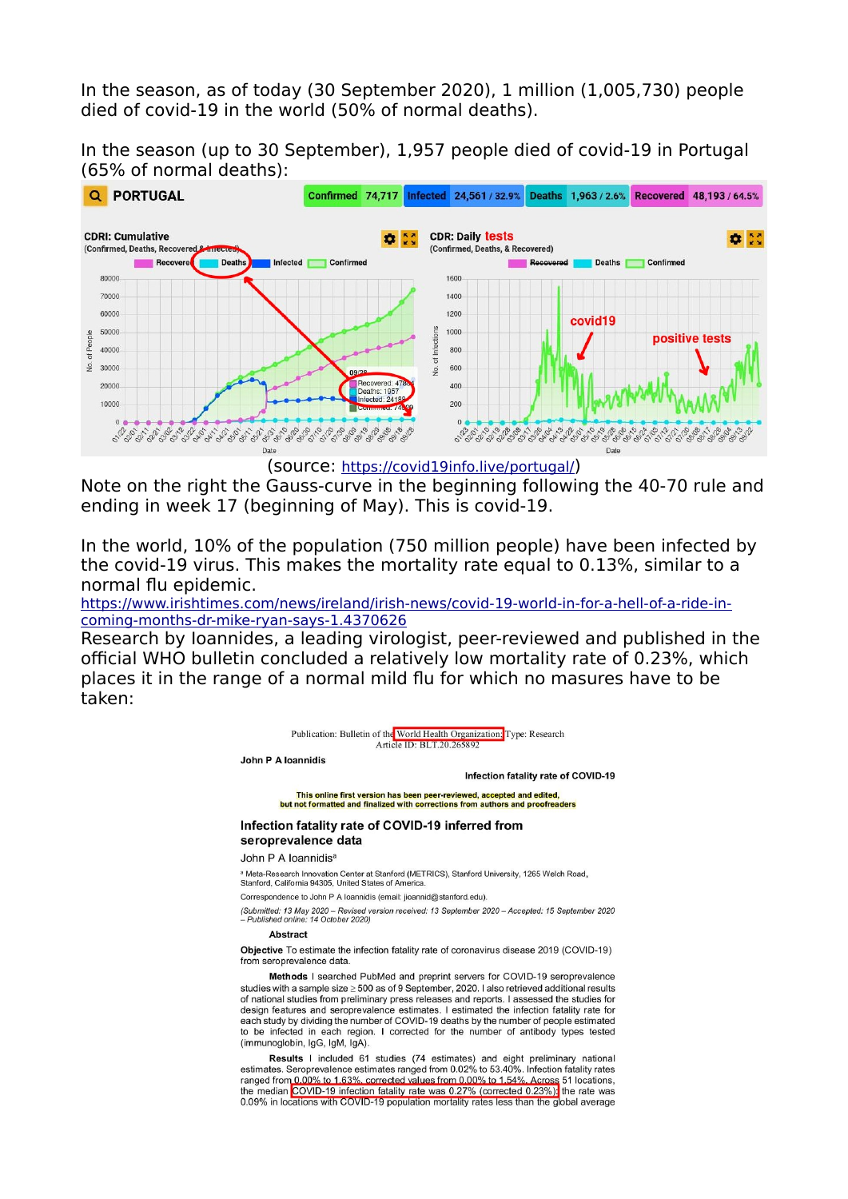In the season, as of today (30 September 2020), 1 million (1,005,730) people died of covid-19 in the world (50% of normal deaths).

In the season (up to 30 September), 1,957 people died of covid-19 in Portugal (65% of normal deaths):

(source: https://covid19info.live/portugal/)

Note on the right the Gauss-curve in the beginning following the 40-70 rule and ending in week 17 (beginning of May). This is covid-19.

In the world, 10% of the population (750 million people) have been infected by the covid-19 virus. This makes the mortality rate equal to 0.13%, similar to a normal flu epidemic.

https://www.irishtimes.com/news/ireland/irish-news/covid-19-world-in-for-a-hell-of-a-ride-in-coming-months-dr-mike-ryan-says-1.4370626

Research by Ioannides, a leading virologist, peer-reviewed and published in the official WHO bulletin concluded a relatively low mortality rate of 0.23%, which places it in the range of a normal mild flu for which no masures have to be taken: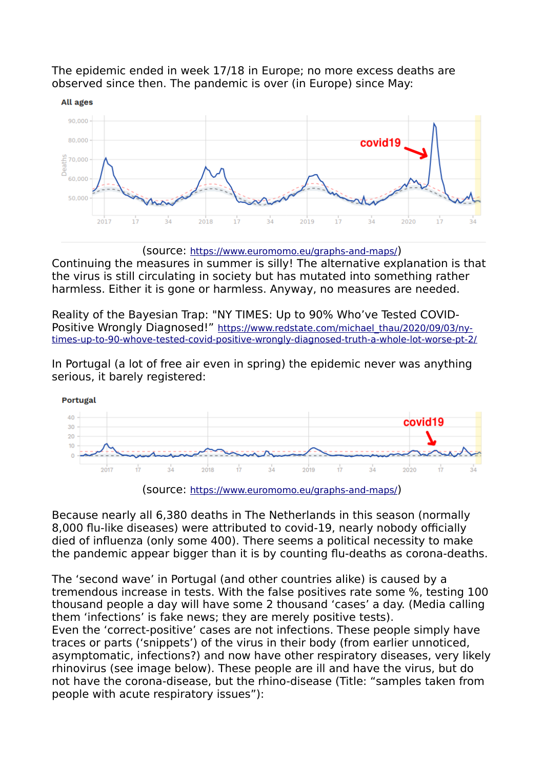The epidemic ended in week 17/18 in Europe; no more excess deaths are observed since then. The pandemic is over (in Europe) since May:

(source: https://www.euromomo.eu/graphs-and-maps/)

Continuing the measures in summer is silly! The alternative explanation is that the virus is still circulating in society but has mutated into something rather harmless. Either it is gone or harmless. Anyway, no measures are needed.

Reality of the Bayesian Trap: "NY TIMES: Up to 90% Who've Tested COVID-Positive Wrongly Diagnosed!" https://www.redstate.com/michael_thau/2020/09/03/ny-times-up-to-90-whove-tested-covid-positive-wrongly-diagnosed-truth-a-whole-lot-worse-pt-2/

In Portugal (a lot of free air even in spring) the epidemic never was anything serious, it barely registered:

(source: https://www.euromomo.eu/graphs-and-maps/)

Because nearly all 6,380 deaths in The Netherlands in this season (normally 8,000 flu-like diseases) were attributed to covid-19, nearly nobody officially died of influenza (only some 400). There seems a political necessity to make the pandemic appear bigger than it is by counting flu-deaths as corona-deaths.

The 'second wave' in Portugal (and other countries alike) is caused by a tremendous increase in tests. With the false positives rate some %, testing 100 thousand people a day will have some 2 thousand 'cases' a day. (Media calling them 'infections' is fake news; they are merely positive tests).
Even the 'correct-positive' cases are not infections. These people simply have traces or parts ('snippets') of the virus in their body (from earlier unnoticed, asymptomatic, infections?) and now have other respiratory diseases, very likely rhinovirus (see image below). These people are ill and have the virus, but do not have the corona-disease, but the rhino-disease (Title: "samples taken from people with acute respiratory issues"):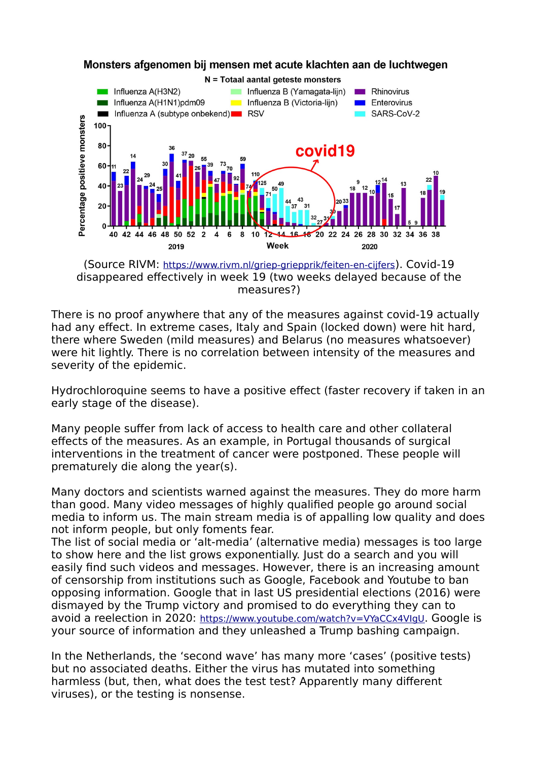**Monsters afgenomen bij mensen met acute klachten aan de luchtwegen**

N = Totaal aantal geteste monsters

(Source RIVM: https://www.rivm.nl/griep-griepprik/feiten-en-cijfers). Covid-19 disappeared effectively in week 19 (two weeks delayed because of the measures?)

There is no proof anywhere that any of the measures against covid-19 actually had any effect. In extreme cases, Italy and Spain (locked down) were hit hard, there where Sweden (mild measures) and Belarus (no measures whatsoever) were hit lightly. There is no correlation between intensity of the measures and severity of the epidemic.

Hydrochloroquine seems to have a positive effect (faster recovery if taken in an early stage of the disease).

Many people suffer from lack of access to health care and other collateral effects of the measures. As an example, in Portugal thousands of surgical interventions in the treatment of cancer were postponed. These people will prematurely die along the year(s).

Many doctors and scientists warned against the measures. They do more harm than good. Many video messages of highly qualified people go around social media to inform us. The main stream media is of appalling low quality and does not inform people, but only foments fear.
The list of social media or 'alt-media' (alternative media) messages is too large to show here and the list grows exponentially. Just do a search and you will easily find such videos and messages. However, there is an increasing amount of censorship from institutions such as Google, Facebook and Youtube to ban opposing information. Google that in last US presidential elections (2016) were dismayed by the Trump victory and promised to do everything they can to avoid a reelection in 2020: https://www.youtube.com/watch?v=VYaCCx4VIgU. Google is your source of information and they unleashed a Trump bashing campaign.

In the Netherlands, the 'second wave' has many more 'cases' (positive tests) but no associated deaths. Either the virus has mutated into something harmless (but, then, what does the test test? Apparently many different viruses), or the testing is nonsense.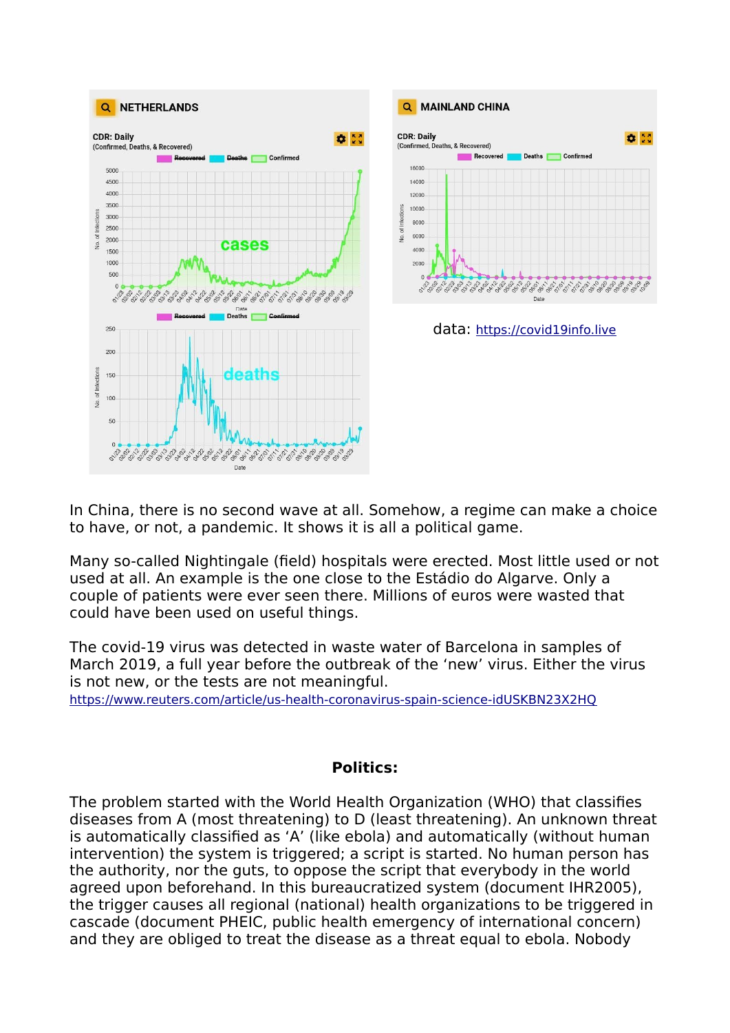data: https://covid19info.live

In China, there is no second wave at all. Somehow, a regime can make a choice to have, or not, a pandemic. It shows it is all a political game.

Many so-called Nightingale (field) hospitals were erected. Most little used or not used at all. An example is the one close to the Estádio do Algarve. Only a couple of patients were ever seen there. Millions of euros were wasted that could have been used on useful things.

The covid-19 virus was detected in waste water of Barcelona in samples of March 2019, a full year before the outbreak of the 'new' virus. Either the virus is not new, or the tests are not meaningful.
https://www.reuters.com/article/us-health-coronavirus-spain-science-idUSKBN23X2HQ

**Politics:**

The problem started with the World Health Organization (WHO) that classifies diseases from A (most threatening) to D (least threatening). An unknown threat is automatically classified as 'A' (like ebola) and automatically (without human intervention) the system is triggered; a script is started. No human person has the authority, nor the guts, to oppose the script that everybody in the world agreed upon beforehand. In this bureaucratized system (document IHR2005), the trigger causes all regional (national) health organizations to be triggered in cascade (document PHEIC, public health emergency of international concern) and they are obliged to treat the disease as a threat equal to ebola. Nobody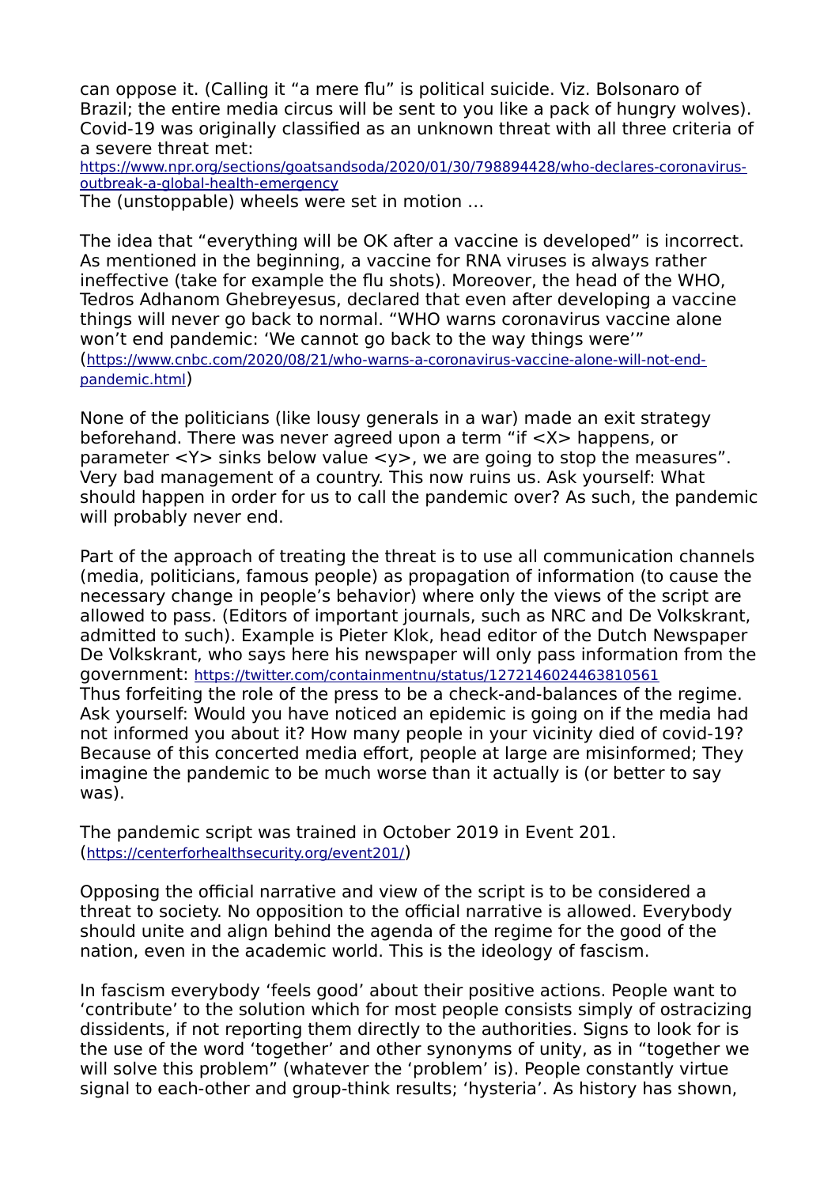can oppose it. (Calling it "a mere flu" is political suicide. Viz. Bolsonaro of Brazil; the entire media circus will be sent to you like a pack of hungry wolves). Covid-19 was originally classified as an unknown threat with all three criteria of a severe threat met:
https://www.npr.org/sections/goatsandsoda/2020/01/30/798894428/who-declares-coronavirus-outbreak-a-global-health-emergency
The (unstoppable) wheels were set in motion ...

The idea that "everything will be OK after a vaccine is developed" is incorrect. As mentioned in the beginning, a vaccine for RNA viruses is always rather ineffective (take for example the flu shots). Moreover, the head of the WHO, Tedros Adhanom Ghebreyesus, declared that even after developing a vaccine things will never go back to normal. "WHO warns coronavirus vaccine alone won't end pandemic: 'We cannot go back to the way things were'" (https://www.cnbc.com/2020/08/21/who-warns-a-coronavirus-vaccine-alone-will-not-end-pandemic.html)

None of the politicians (like lousy generals in a war) made an exit strategy beforehand. There was never agreed upon a term "if <X> happens, or parameter <Y> sinks below value <y>, we are going to stop the measures". Very bad management of a country. This now ruins us. Ask yourself: What should happen in order for us to call the pandemic over? As such, the pandemic will probably never end.

Part of the approach of treating the threat is to use all communication channels (media, politicians, famous people) as propagation of information (to cause the necessary change in people's behavior) where only the views of the script are allowed to pass. (Editors of important journals, such as NRC and De Volkskrant, admitted to such). Example is Pieter Klok, head editor of the Dutch Newspaper De Volkskrant, who says here his newspaper will only pass information from the government: https://twitter.com/containmentnu/status/1272146024463810561
Thus forfeiting the role of the press to be a check-and-balances of the regime. Ask yourself: Would you have noticed an epidemic is going on if the media had not informed you about it? How many people in your vicinity died of covid-19? Because of this concerted media effort, people at large are misinformed; They imagine the pandemic to be much worse than it actually is (or better to say was).

The pandemic script was trained in October 2019 in Event 201. (https://centerforhealthsecurity.org/event201/)

Opposing the official narrative and view of the script is to be considered a threat to society. No opposition to the official narrative is allowed. Everybody should unite and align behind the agenda of the regime for the good of the nation, even in the academic world. This is the ideology of fascism.

In fascism everybody 'feels good' about their positive actions. People want to 'contribute' to the solution which for most people consists simply of ostracizing dissidents, if not reporting them directly to the authorities. Signs to look for is the use of the word 'together' and other synonyms of unity, as in "together we will solve this problem" (whatever the 'problem' is). People constantly virtue signal to each-other and group-think results; 'hysteria'. As history has shown,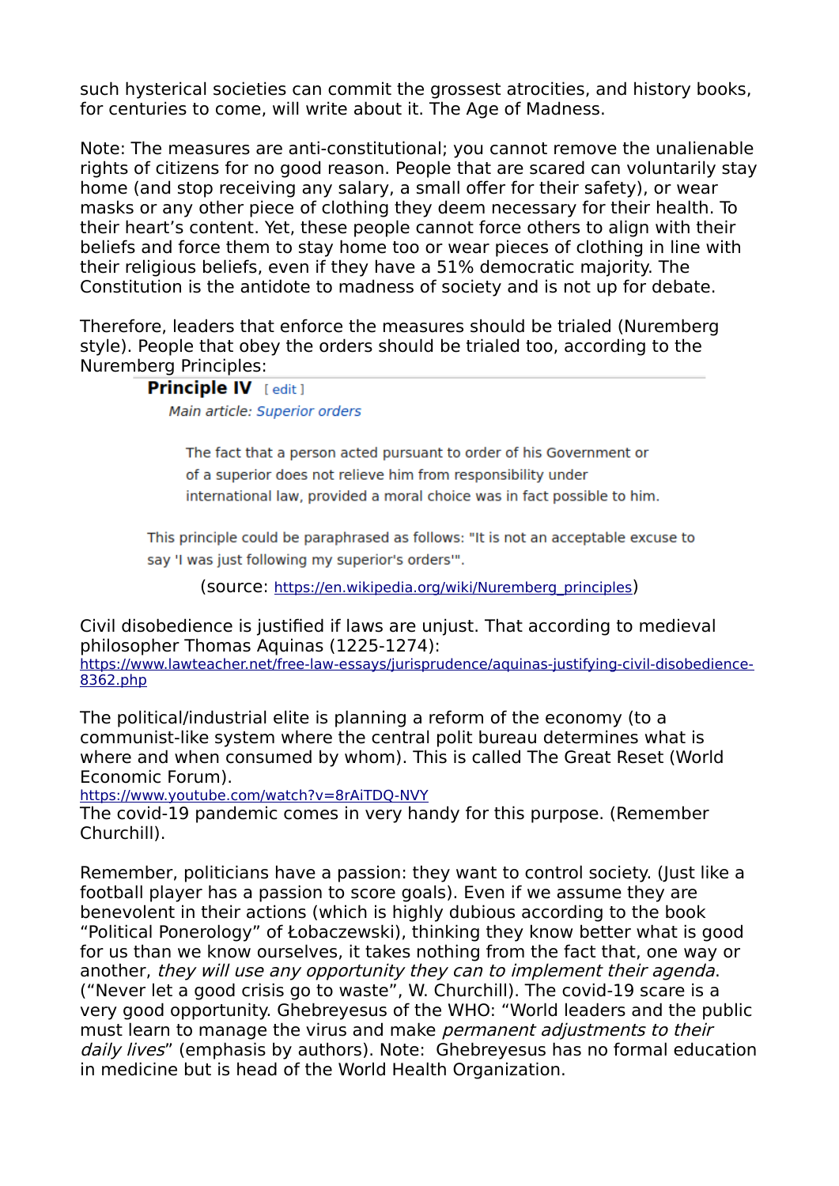such hysterical societies can commit the grossest atrocities, and history books, for centuries to come, will write about it. The Age of Madness.

Note: The measures are anti-constitutional; you cannot remove the unalienable rights of citizens for no good reason. People that are scared can voluntarily stay home (and stop receiving any salary, a small offer for their safety), or wear masks or any other piece of clothing they deem necessary for their health. To their heart's content. Yet, these people cannot force others to align with their beliefs and force them to stay home too or wear pieces of clothing in line with their religious beliefs, even if they have a 51% democratic majority. The Constitution is the antidote to madness of society and is not up for debate.

Therefore, leaders that enforce the measures should be trialed (Nuremberg style). People that obey the orders should be trialed too, according to the Nuremberg Principles:

> **Principle IV** [ edit ]
>
> *Main article: Superior orders*
>
> The fact that a person acted pursuant to order of his Government or of a superior does not relieve him from responsibility under international law, provided a moral choice was in fact possible to him.
>
> This principle could be paraphrased as follows: "It is not an acceptable excuse to say 'I was just following my superior's orders'".

(source: https://en.wikipedia.org/wiki/Nuremberg_principles)

Civil disobedience is justified if laws are unjust. That according to medieval philosopher Thomas Aquinas (1225-1274):
https://www.lawteacher.net/free-law-essays/jurisprudence/aquinas-justifying-civil-disobedience-8362.php

The political/industrial elite is planning a reform of the economy (to a communist-like system where the central polit bureau determines what is where and when consumed by whom). This is called The Great Reset (World Economic Forum).
https://www.youtube.com/watch?v=8rAiTDQ-NVY
The covid-19 pandemic comes in very handy for this purpose. (Remember Churchill).

Remember, politicians have a passion: they want to control society. (Just like a football player has a passion to score goals). Even if we assume they are benevolent in their actions (which is highly dubious according to the book "Political Ponerology" of Łobaczewski), thinking they know better what is good for us than we know ourselves, it takes nothing from the fact that, one way or another, *they will use any opportunity they can to implement their agenda*. ("Never let a good crisis go to waste", W. Churchill). The covid-19 scare is a very good opportunity. Ghebreyesus of the WHO: "World leaders and the public must learn to manage the virus and make *permanent adjustments to their daily lives*" (emphasis by authors). Note: Ghebreyesus has no formal education in medicine but is head of the World Health Organization.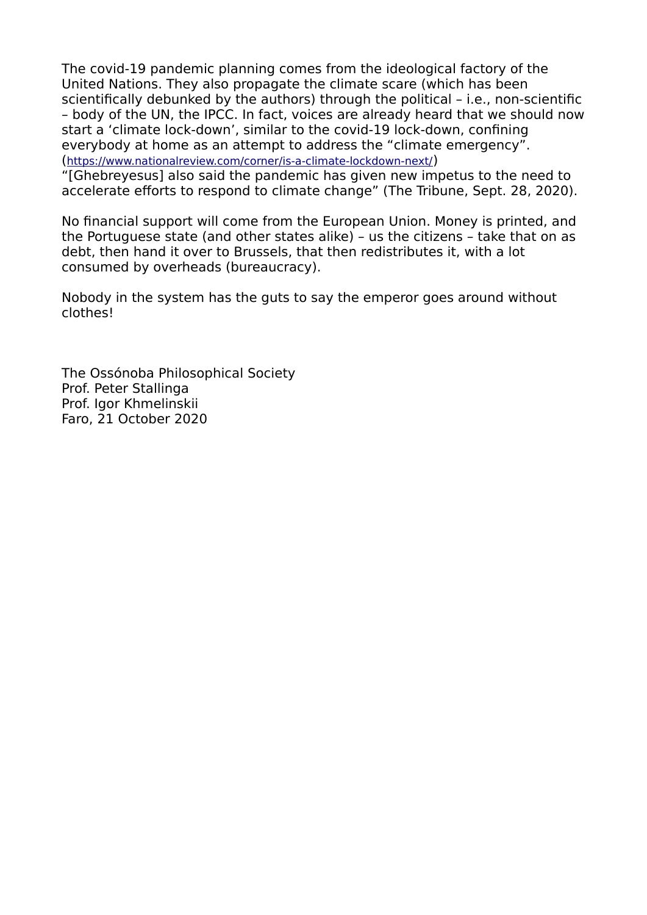The covid-19 pandemic planning comes from the ideological factory of the United Nations. They also propagate the climate scare (which has been scientifically debunked by the authors) through the political – i.e., non-scientific – body of the UN, the IPCC. In fact, voices are already heard that we should now start a 'climate lock-down', similar to the covid-19 lock-down, confining everybody at home as an attempt to address the "climate emergency". (https://www.nationalreview.com/corner/is-a-climate-lockdown-next/)
"[Ghebreyesus] also said the pandemic has given new impetus to the need to accelerate efforts to respond to climate change" (The Tribune, Sept. 28, 2020).

No financial support will come from the European Union. Money is printed, and the Portuguese state (and other states alike) – us the citizens – take that on as debt, then hand it over to Brussels, that then redistributes it, with a lot consumed by overheads (bureaucracy).

Nobody in the system has the guts to say the emperor goes around without clothes!

The Ossónoba Philosophical Society
Prof. Peter Stallinga
Prof. Igor Khmelinskii
Faro, 21 October 2020